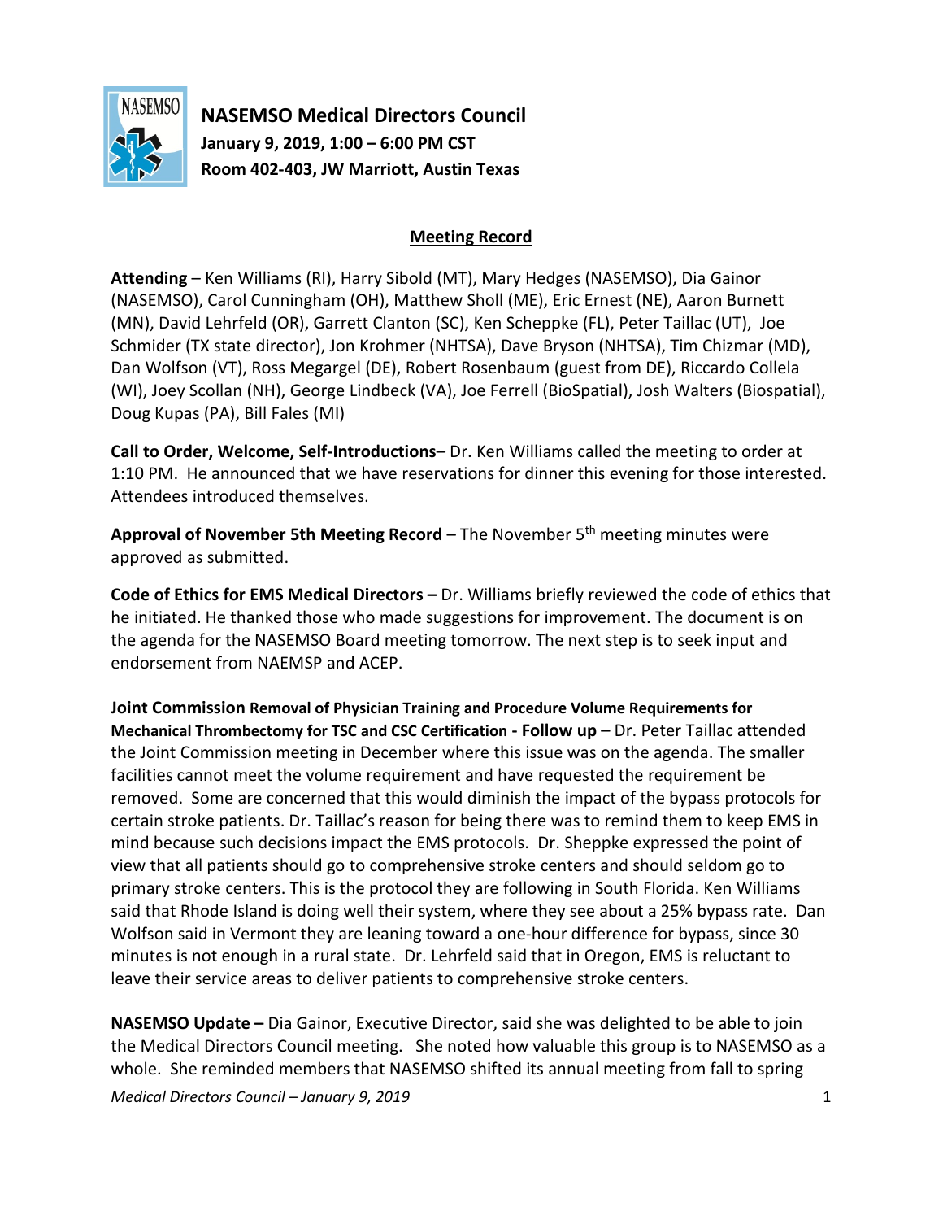# NASEMSO Medical Directors Council

**January 9, 2019, 1:00 – 6:00 PM CST**

**Room 402-403, JW Marriott, Austin Texas**

## Meeting Record

**Attending** – Ken Williams (RI), Harry Sibold (MT), Mary Hedges (NASEMSO), Dia Gainor (NASEMSO), Carol Cunningham (OH), Matthew Sholl (ME), Eric Ernest (NE), Aaron Burnett (MN), David Lehrfeld (OR), Garrett Clanton (SC), Ken Scheppke (FL), Peter Taillac (UT), Joe Schmider (TX state director), Jon Krohmer (NHTSA), Dave Bryson (NHTSA), Tim Chizmar (MD), Dan Wolfson (VT), Ross Megargel (DE), Robert Rosenbaum (guest from DE), Riccardo Collela (WI), Joey Scollan (NH), George Lindbeck (VA), Joe Ferrell (BioSpatial), Josh Walters (Biospatial), Doug Kupas (PA), Bill Fales (MI)

**Call to Order, Welcome, Self-Introductions**– Dr. Ken Williams called the meeting to order at 1:10 PM. He announced that we have reservations for dinner this evening for those interested. Attendees introduced themselves.

**Approval of November 5th Meeting Record** – The November 5th meeting minutes were approved as submitted.

**Code of Ethics for EMS Medical Directors –** Dr. Williams briefly reviewed the code of ethics that he initiated. He thanked those who made suggestions for improvement. The document is on the agenda for the NASEMSO Board meeting tomorrow. The next step is to seek input and endorsement from NAEMSP and ACEP.

**Joint Commission Removal of Physician Training and Procedure Volume Requirements for Mechanical Thrombectomy for TSC and CSC Certification - Follow up** – Dr. Peter Taillac attended the Joint Commission meeting in December where this issue was on the agenda. The smaller facilities cannot meet the volume requirement and have requested the requirement be removed. Some are concerned that this would diminish the impact of the bypass protocols for certain stroke patients. Dr. Taillac's reason for being there was to remind them to keep EMS in mind because such decisions impact the EMS protocols. Dr. Sheppke expressed the point of view that all patients should go to comprehensive stroke centers and should seldom go to primary stroke centers. This is the protocol they are following in South Florida. Ken Williams said that Rhode Island is doing well their system, where they see about a 25% bypass rate. Dan Wolfson said in Vermont they are leaning toward a one-hour difference for bypass, since 30 minutes is not enough in a rural state. Dr. Lehrfeld said that in Oregon, EMS is reluctant to leave their service areas to deliver patients to comprehensive stroke centers.

**NASEMSO Update –** Dia Gainor, Executive Director, said she was delighted to be able to join the Medical Directors Council meeting. She noted how valuable this group is to NASEMSO as a whole. She reminded members that NASEMSO shifted its annual meeting from fall to spring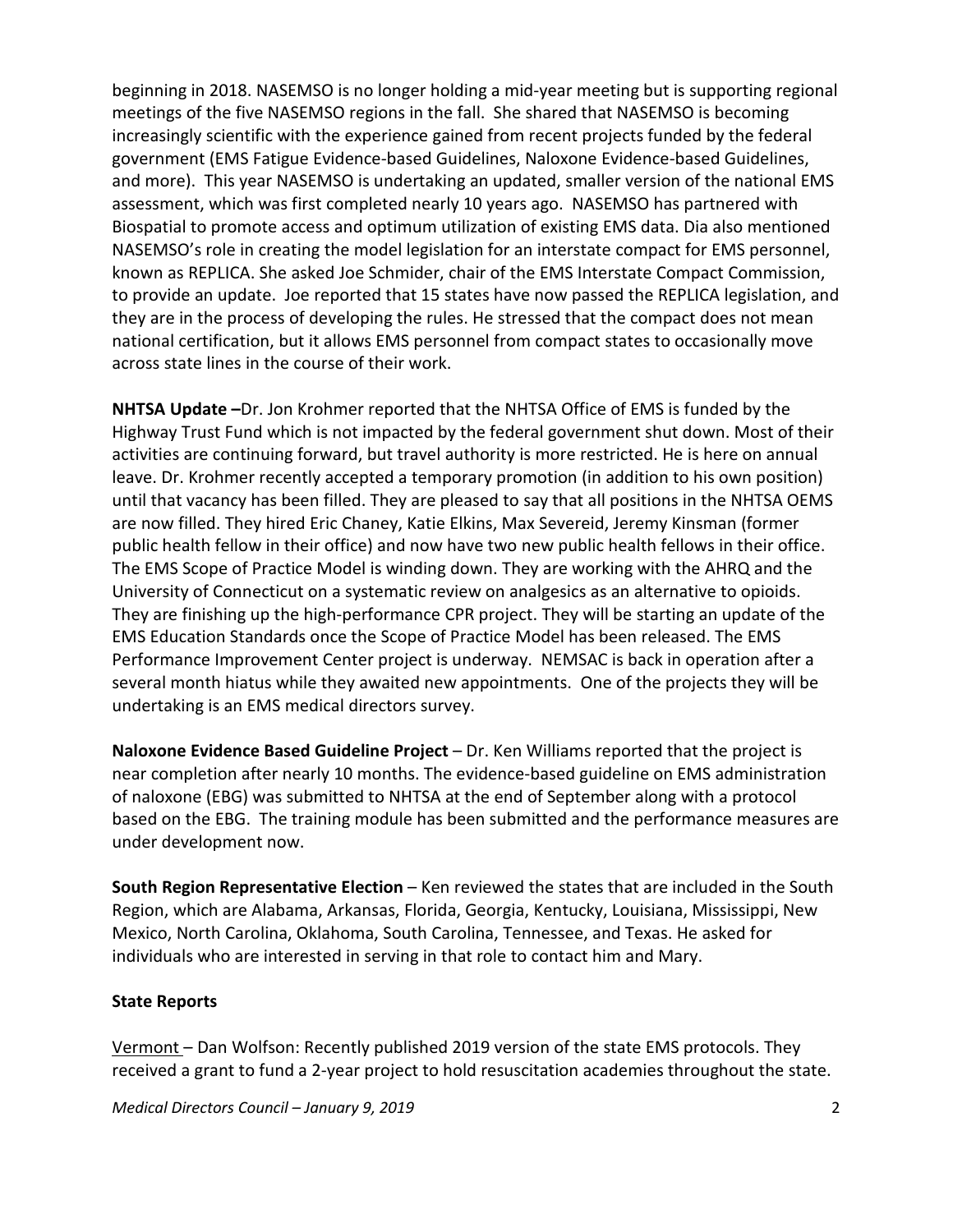beginning in 2018. NASEMSO is no longer holding a mid-year meeting but is supporting regional meetings of the five NASEMSO regions in the fall. She shared that NASEMSO is becoming increasingly scientific with the experience gained from recent projects funded by the federal government (EMS Fatigue Evidence-based Guidelines, Naloxone Evidence-based Guidelines, and more). This year NASEMSO is undertaking an updated, smaller version of the national EMS assessment, which was first completed nearly 10 years ago. NASEMSO has partnered with Biospatial to promote access and optimum utilization of existing EMS data. Dia also mentioned NASEMSO's role in creating the model legislation for an interstate compact for EMS personnel, known as REPLICA. She asked Joe Schmider, chair of the EMS Interstate Compact Commission, to provide an update. Joe reported that 15 states have now passed the REPLICA legislation, and they are in the process of developing the rules. He stressed that the compact does not mean national certification, but it allows EMS personnel from compact states to occasionally move across state lines in the course of their work.

**NHTSA Update –**Dr. Jon Krohmer reported that the NHTSA Office of EMS is funded by the Highway Trust Fund which is not impacted by the federal government shut down. Most of their activities are continuing forward, but travel authority is more restricted. He is here on annual leave. Dr. Krohmer recently accepted a temporary promotion (in addition to his own position) until that vacancy has been filled. They are pleased to say that all positions in the NHTSA OEMS are now filled. They hired Eric Chaney, Katie Elkins, Max Severeid, Jeremy Kinsman (former public health fellow in their office) and now have two new public health fellows in their office. The EMS Scope of Practice Model is winding down. They are working with the AHRQ and the University of Connecticut on a systematic review on analgesics as an alternative to opioids. They are finishing up the high-performance CPR project. They will be starting an update of the EMS Education Standards once the Scope of Practice Model has been released. The EMS Performance Improvement Center project is underway. NEMSAC is back in operation after a several month hiatus while they awaited new appointments. One of the projects they will be undertaking is an EMS medical directors survey.

**Naloxone Evidence Based Guideline Project** – Dr. Ken Williams reported that the project is near completion after nearly 10 months. The evidence-based guideline on EMS administration of naloxone (EBG) was submitted to NHTSA at the end of September along with a protocol based on the EBG. The training module has been submitted and the performance measures are under development now.

**South Region Representative Election** – Ken reviewed the states that are included in the South Region, which are Alabama, Arkansas, Florida, Georgia, Kentucky, Louisiana, Mississippi, New Mexico, North Carolina, Oklahoma, South Carolina, Tennessee, and Texas. He asked for individuals who are interested in serving in that role to contact him and Mary.

**State Reports**

Vermont – Dan Wolfson: Recently published 2019 version of the state EMS protocols. They received a grant to fund a 2-year project to hold resuscitation academies throughout the state.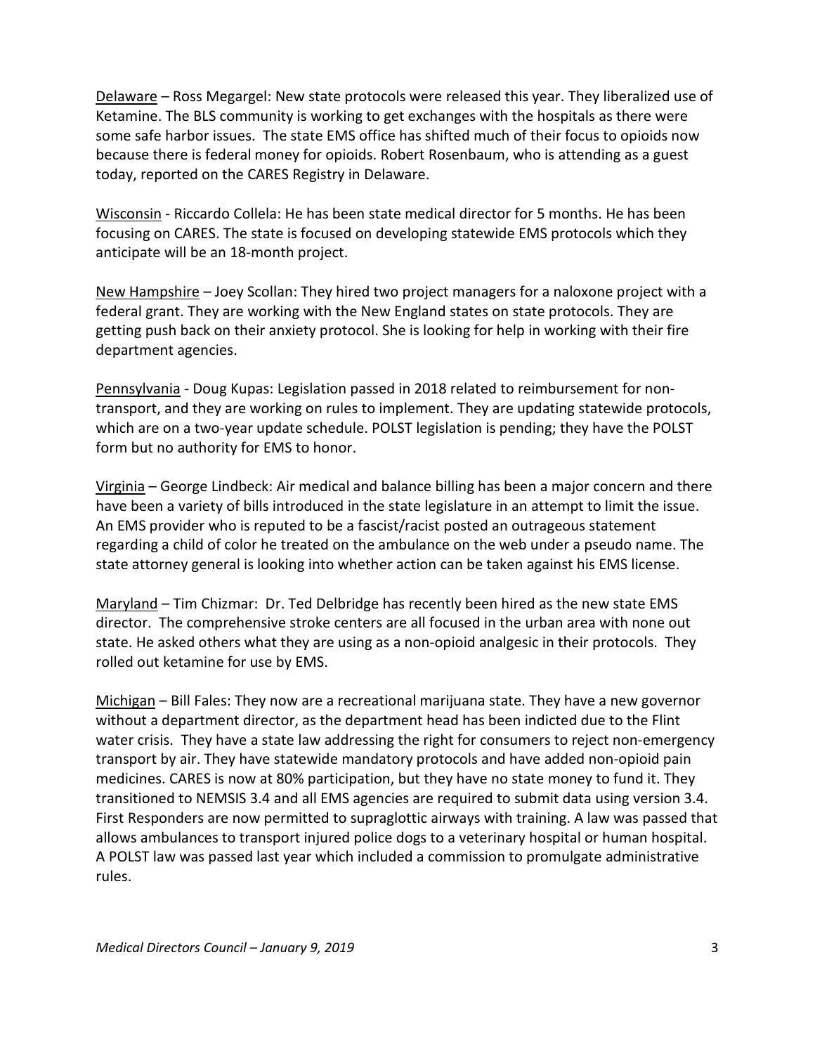Delaware – Ross Megargel: New state protocols were released this year. They liberalized use of Ketamine. The BLS community is working to get exchanges with the hospitals as there were some safe harbor issues. The state EMS office has shifted much of their focus to opioids now because there is federal money for opioids. Robert Rosenbaum, who is attending as a guest today, reported on the CARES Registry in Delaware.

Wisconsin - Riccardo Collela: He has been state medical director for 5 months. He has been focusing on CARES. The state is focused on developing statewide EMS protocols which they anticipate will be an 18-month project.

New Hampshire – Joey Scollan: They hired two project managers for a naloxone project with a federal grant. They are working with the New England states on state protocols. They are getting push back on their anxiety protocol. She is looking for help in working with their fire department agencies.

Pennsylvania - Doug Kupas: Legislation passed in 2018 related to reimbursement for non-transport, and they are working on rules to implement. They are updating statewide protocols, which are on a two-year update schedule. POLST legislation is pending; they have the POLST form but no authority for EMS to honor.

Virginia – George Lindbeck: Air medical and balance billing has been a major concern and there have been a variety of bills introduced in the state legislature in an attempt to limit the issue. An EMS provider who is reputed to be a fascist/racist posted an outrageous statement regarding a child of color he treated on the ambulance on the web under a pseudo name. The state attorney general is looking into whether action can be taken against his EMS license.

Maryland – Tim Chizmar: Dr. Ted Delbridge has recently been hired as the new state EMS director. The comprehensive stroke centers are all focused in the urban area with none out state. He asked others what they are using as a non-opioid analgesic in their protocols. They rolled out ketamine for use by EMS.

Michigan – Bill Fales: They now are a recreational marijuana state. They have a new governor without a department director, as the department head has been indicted due to the Flint water crisis. They have a state law addressing the right for consumers to reject non-emergency transport by air. They have statewide mandatory protocols and have added non-opioid pain medicines. CARES is now at 80% participation, but they have no state money to fund it. They transitioned to NEMSIS 3.4 and all EMS agencies are required to submit data using version 3.4. First Responders are now permitted to supraglottic airways with training. A law was passed that allows ambulances to transport injured police dogs to a veterinary hospital or human hospital. A POLST law was passed last year which included a commission to promulgate administrative rules.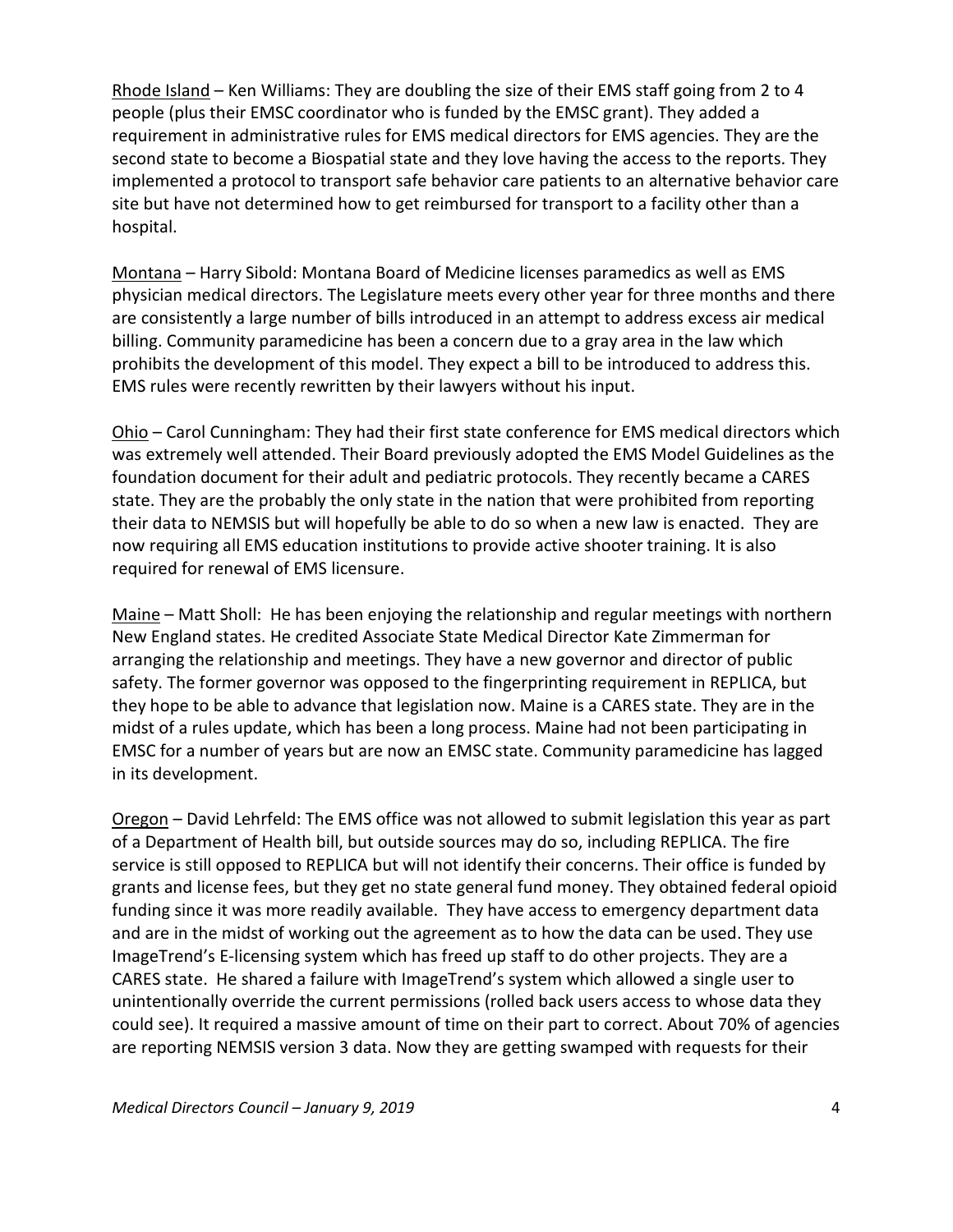Rhode Island – Ken Williams: They are doubling the size of their EMS staff going from 2 to 4 people (plus their EMSC coordinator who is funded by the EMSC grant). They added a requirement in administrative rules for EMS medical directors for EMS agencies. They are the second state to become a Biospatial state and they love having the access to the reports. They implemented a protocol to transport safe behavior care patients to an alternative behavior care site but have not determined how to get reimbursed for transport to a facility other than a hospital.

Montana – Harry Sibold: Montana Board of Medicine licenses paramedics as well as EMS physician medical directors. The Legislature meets every other year for three months and there are consistently a large number of bills introduced in an attempt to address excess air medical billing. Community paramedicine has been a concern due to a gray area in the law which prohibits the development of this model. They expect a bill to be introduced to address this. EMS rules were recently rewritten by their lawyers without his input.

Ohio – Carol Cunningham: They had their first state conference for EMS medical directors which was extremely well attended. Their Board previously adopted the EMS Model Guidelines as the foundation document for their adult and pediatric protocols. They recently became a CARES state. They are the probably the only state in the nation that were prohibited from reporting their data to NEMSIS but will hopefully be able to do so when a new law is enacted. They are now requiring all EMS education institutions to provide active shooter training. It is also required for renewal of EMS licensure.

Maine – Matt Sholl: He has been enjoying the relationship and regular meetings with northern New England states. He credited Associate State Medical Director Kate Zimmerman for arranging the relationship and meetings. They have a new governor and director of public safety. The former governor was opposed to the fingerprinting requirement in REPLICA, but they hope to be able to advance that legislation now. Maine is a CARES state. They are in the midst of a rules update, which has been a long process. Maine had not been participating in EMSC for a number of years but are now an EMSC state. Community paramedicine has lagged in its development.

Oregon – David Lehrfeld: The EMS office was not allowed to submit legislation this year as part of a Department of Health bill, but outside sources may do so, including REPLICA. The fire service is still opposed to REPLICA but will not identify their concerns. Their office is funded by grants and license fees, but they get no state general fund money. They obtained federal opioid funding since it was more readily available. They have access to emergency department data and are in the midst of working out the agreement as to how the data can be used. They use ImageTrend's E-licensing system which has freed up staff to do other projects. They are a CARES state. He shared a failure with ImageTrend's system which allowed a single user to unintentionally override the current permissions (rolled back users access to whose data they could see). It required a massive amount of time on their part to correct. About 70% of agencies are reporting NEMSIS version 3 data. Now they are getting swamped with requests for their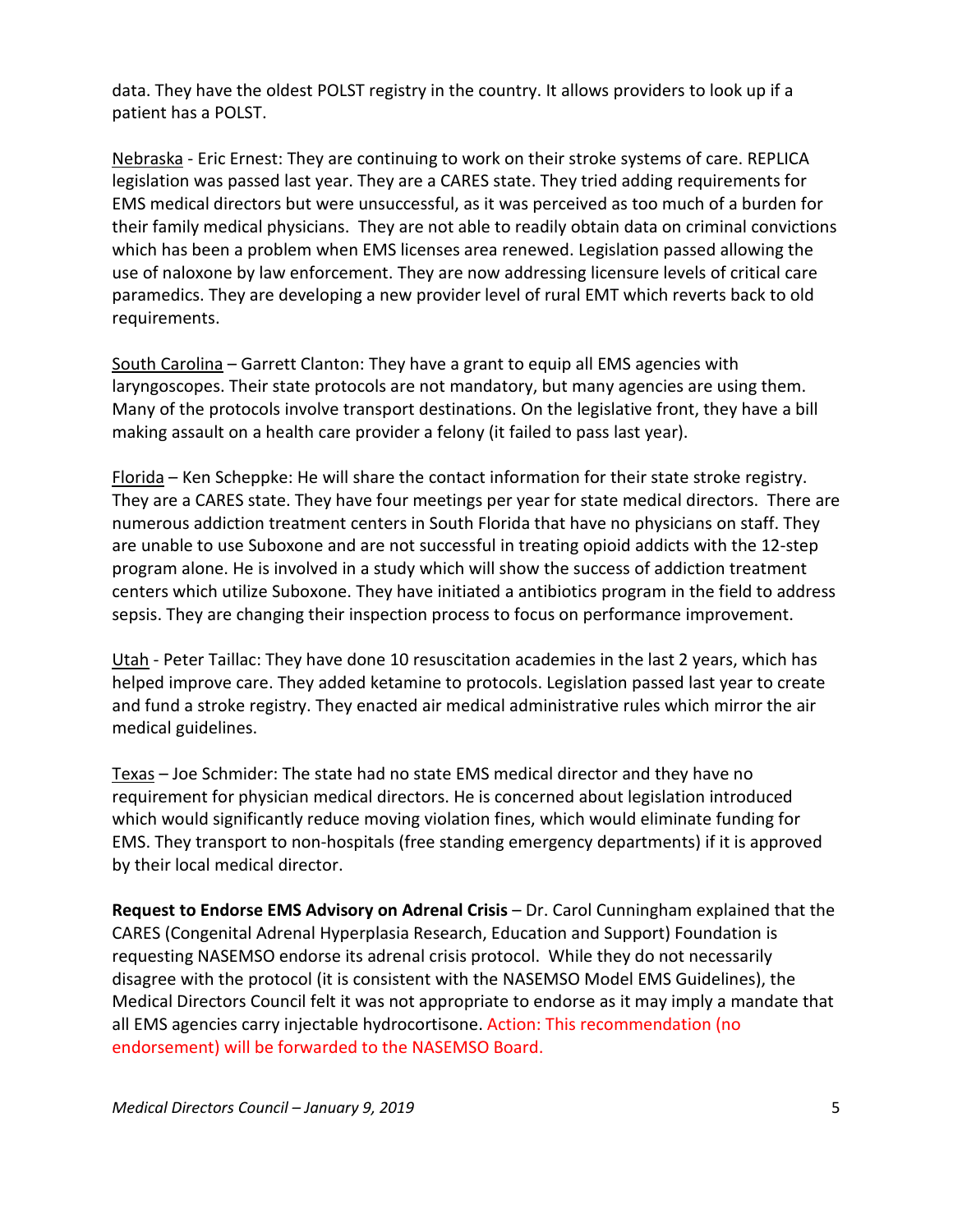data. They have the oldest POLST registry in the country. It allows providers to look up if a patient has a POLST.

Nebraska - Eric Ernest: They are continuing to work on their stroke systems of care. REPLICA legislation was passed last year. They are a CARES state. They tried adding requirements for EMS medical directors but were unsuccessful, as it was perceived as too much of a burden for their family medical physicians. They are not able to readily obtain data on criminal convictions which has been a problem when EMS licenses area renewed. Legislation passed allowing the use of naloxone by law enforcement. They are now addressing licensure levels of critical care paramedics. They are developing a new provider level of rural EMT which reverts back to old requirements.

South Carolina – Garrett Clanton: They have a grant to equip all EMS agencies with laryngoscopes. Their state protocols are not mandatory, but many agencies are using them. Many of the protocols involve transport destinations. On the legislative front, they have a bill making assault on a health care provider a felony (it failed to pass last year).

Florida – Ken Scheppke: He will share the contact information for their state stroke registry. They are a CARES state. They have four meetings per year for state medical directors. There are numerous addiction treatment centers in South Florida that have no physicians on staff. They are unable to use Suboxone and are not successful in treating opioid addicts with the 12-step program alone. He is involved in a study which will show the success of addiction treatment centers which utilize Suboxone. They have initiated a antibiotics program in the field to address sepsis. They are changing their inspection process to focus on performance improvement.

Utah - Peter Taillac: They have done 10 resuscitation academies in the last 2 years, which has helped improve care. They added ketamine to protocols. Legislation passed last year to create and fund a stroke registry. They enacted air medical administrative rules which mirror the air medical guidelines.

Texas – Joe Schmider: The state had no state EMS medical director and they have no requirement for physician medical directors. He is concerned about legislation introduced which would significantly reduce moving violation fines, which would eliminate funding for EMS. They transport to non-hospitals (free standing emergency departments) if it is approved by their local medical director.

**Request to Endorse EMS Advisory on Adrenal Crisis** – Dr. Carol Cunningham explained that the CARES (Congenital Adrenal Hyperplasia Research, Education and Support) Foundation is requesting NASEMSO endorse its adrenal crisis protocol. While they do not necessarily disagree with the protocol (it is consistent with the NASEMSO Model EMS Guidelines), the Medical Directors Council felt it was not appropriate to endorse as it may imply a mandate that all EMS agencies carry injectable hydrocortisone. Action: This recommendation (no endorsement) will be forwarded to the NASEMSO Board.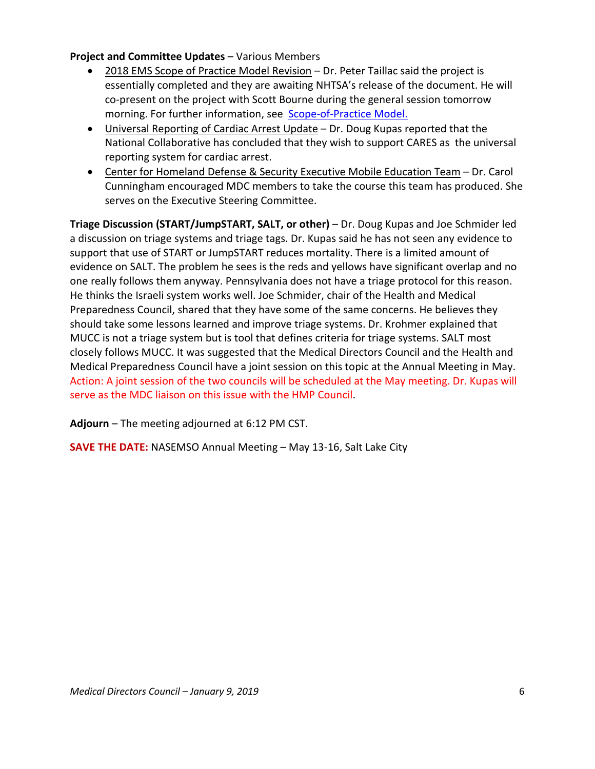**Project and Committee Updates** – Various Members

- 2018 EMS Scope of Practice Model Revision – Dr. Peter Taillac said the project is essentially completed and they are awaiting NHTSA's release of the document. He will co-present on the project with Scott Bourne during the general session tomorrow morning. For further information, see [Scope-of-Practice Model.]
- Universal Reporting of Cardiac Arrest Update – Dr. Doug Kupas reported that the National Collaborative has concluded that they wish to support CARES as the universal reporting system for cardiac arrest.
- Center for Homeland Defense & Security Executive Mobile Education Team – Dr. Carol Cunningham encouraged MDC members to take the course this team has produced. She serves on the Executive Steering Committee.

**Triage Discussion (START/JumpSTART, SALT, or other)** – Dr. Doug Kupas and Joe Schmider led a discussion on triage systems and triage tags. Dr. Kupas said he has not seen any evidence to support that use of START or JumpSTART reduces mortality. There is a limited amount of evidence on SALT. The problem he sees is the reds and yellows have significant overlap and no one really follows them anyway. Pennsylvania does not have a triage protocol for this reason. He thinks the Israeli system works well. Joe Schmider, chair of the Health and Medical Preparedness Council, shared that they have some of the same concerns. He believes they should take some lessons learned and improve triage systems. Dr. Krohmer explained that MUCC is not a triage system but is tool that defines criteria for triage systems. SALT most closely follows MUCC. It was suggested that the Medical Directors Council and the Health and Medical Preparedness Council have a joint session on this topic at the Annual Meeting in May. Action: A joint session of the two councils will be scheduled at the May meeting. Dr. Kupas will serve as the MDC liaison on this issue with the HMP Council.

**Adjourn** – The meeting adjourned at 6:12 PM CST.

**SAVE THE DATE:** NASEMSO Annual Meeting – May 13-16, Salt Lake City